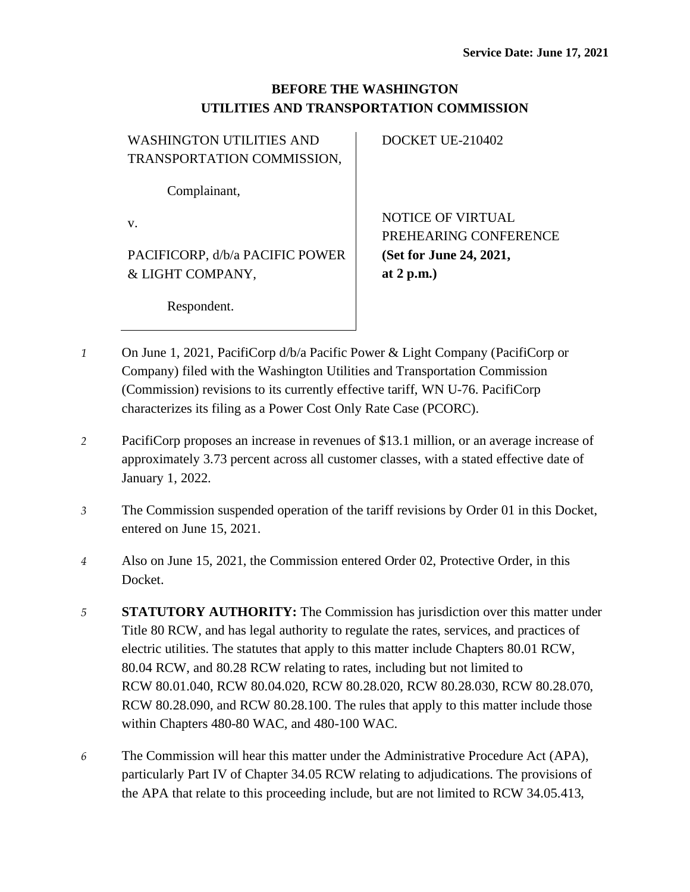**Service Date: June 17, 2021**

**BEFORE THE WASHINGTON UTILITIES AND TRANSPORTATION COMMISSION**

| | |
|---|---|
| WASHINGTON UTILITIES AND TRANSPORTATION COMMISSION,<br><br>Complainant,<br><br>v.<br><br>PACIFICORP, d/b/a PACIFIC POWER & LIGHT COMPANY,<br><br>Respondent. | DOCKET UE-210402<br><br>NOTICE OF VIRTUAL PREHEARING CONFERENCE<br>**(Set for June 24, 2021, at 2 p.m.)** |

*1* On June 1, 2021, PacifiCorp d/b/a Pacific Power & Light Company (PacifiCorp or Company) filed with the Washington Utilities and Transportation Commission (Commission) revisions to its currently effective tariff, WN U-76. PacifiCorp characterizes its filing as a Power Cost Only Rate Case (PCORC).

*2* PacifiCorp proposes an increase in revenues of $13.1 million, or an average increase of approximately 3.73 percent across all customer classes, with a stated effective date of January 1, 2022.

*3* The Commission suspended operation of the tariff revisions by Order 01 in this Docket, entered on June 15, 2021.

*4* Also on June 15, 2021, the Commission entered Order 02, Protective Order, in this Docket.

*5* **STATUTORY AUTHORITY:** The Commission has jurisdiction over this matter under Title 80 RCW, and has legal authority to regulate the rates, services, and practices of electric utilities. The statutes that apply to this matter include Chapters 80.01 RCW, 80.04 RCW, and 80.28 RCW relating to rates, including but not limited to RCW 80.01.040, RCW 80.04.020, RCW 80.28.020, RCW 80.28.030, RCW 80.28.070, RCW 80.28.090, and RCW 80.28.100. The rules that apply to this matter include those within Chapters 480-80 WAC, and 480-100 WAC.

*6* The Commission will hear this matter under the Administrative Procedure Act (APA), particularly Part IV of Chapter 34.05 RCW relating to adjudications. The provisions of the APA that relate to this proceeding include, but are not limited to RCW 34.05.413,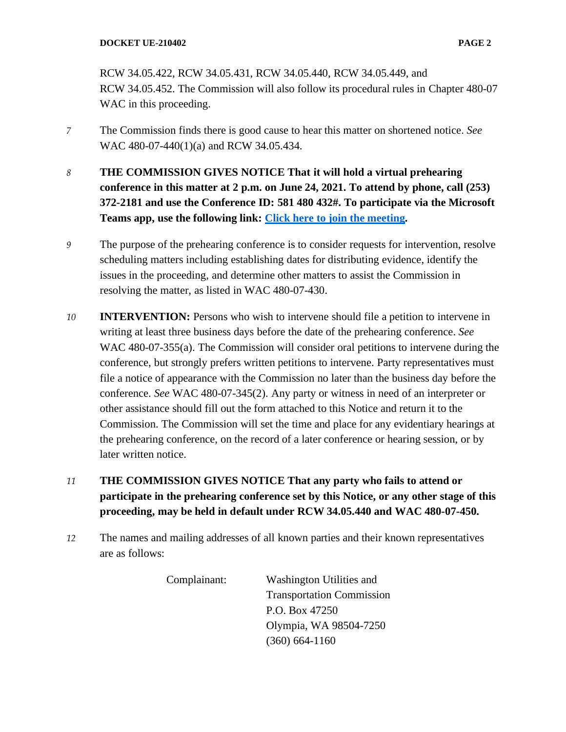RCW 34.05.422, RCW 34.05.431, RCW 34.05.440, RCW 34.05.449, and RCW 34.05.452. The Commission will also follow its procedural rules in Chapter 480-07 WAC in this proceeding.

*7* The Commission finds there is good cause to hear this matter on shortened notice. *See* WAC 480-07-440(1)(a) and RCW 34.05.434.

*8* **THE COMMISSION GIVES NOTICE That it will hold a virtual prehearing conference in this matter at 2 p.m. on June 24, 2021. To attend by phone, call (253) 372-2181 and use the Conference ID: 581 480 432#. To participate via the Microsoft Teams app, use the following link: Click here to join the meeting.**

*9* The purpose of the prehearing conference is to consider requests for intervention, resolve scheduling matters including establishing dates for distributing evidence, identify the issues in the proceeding, and determine other matters to assist the Commission in resolving the matter, as listed in WAC 480-07-430.

*10* **INTERVENTION:** Persons who wish to intervene should file a petition to intervene in writing at least three business days before the date of the prehearing conference. *See* WAC 480-07-355(a). The Commission will consider oral petitions to intervene during the conference, but strongly prefers written petitions to intervene. Party representatives must file a notice of appearance with the Commission no later than the business day before the conference. *See* WAC 480-07-345(2). Any party or witness in need of an interpreter or other assistance should fill out the form attached to this Notice and return it to the Commission. The Commission will set the time and place for any evidentiary hearings at the prehearing conference, on the record of a later conference or hearing session, or by later written notice.

*11* **THE COMMISSION GIVES NOTICE That any party who fails to attend or participate in the prehearing conference set by this Notice, or any other stage of this proceeding, may be held in default under RCW 34.05.440 and WAC 480-07-450.**

*12* The names and mailing addresses of all known parties and their known representatives are as follows:

Complainant: Washington Utilities and Transportation Commission
P.O. Box 47250
Olympia, WA 98504-7250
(360) 664-1160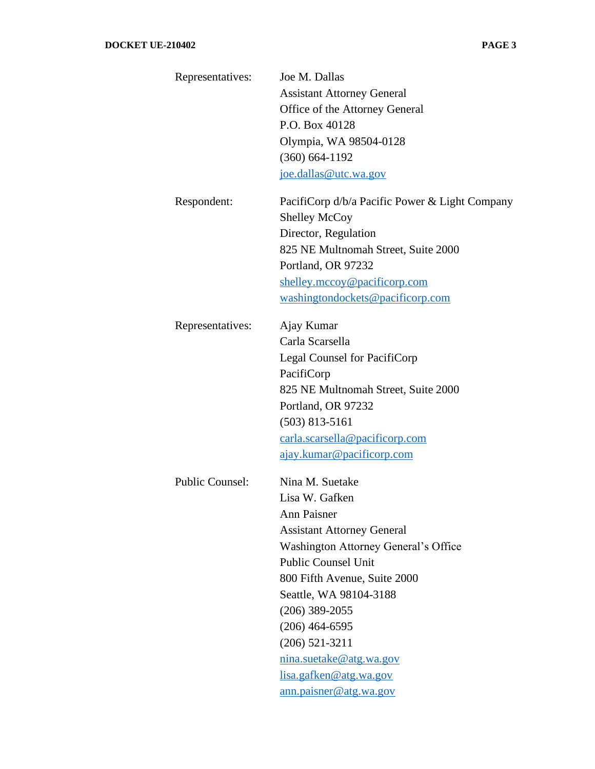| | |
|---|---|
| Representatives: | Joe M. Dallas<br>Assistant Attorney General<br>Office of the Attorney General<br>P.O. Box 40128<br>Olympia, WA 98504-0128<br>(360) 664-1192<br>joe.dallas@utc.wa.gov |
| Respondent: | PacifiCorp d/b/a Pacific Power & Light Company<br>Shelley McCoy<br>Director, Regulation<br>825 NE Multnomah Street, Suite 2000<br>Portland, OR 97232<br>shelley.mccoy@pacificorp.com<br>washingtondockets@pacificorp.com |
| Representatives: | Ajay Kumar<br>Carla Scarsella<br>Legal Counsel for PacifiCorp<br>PacifiCorp<br>825 NE Multnomah Street, Suite 2000<br>Portland, OR 97232<br>(503) 813-5161<br>carla.scarsella@pacificorp.com<br>ajay.kumar@pacificorp.com |
| Public Counsel: | Nina M. Suetake<br>Lisa W. Gafken<br>Ann Paisner<br>Assistant Attorney General<br>Washington Attorney General's Office<br>Public Counsel Unit<br>800 Fifth Avenue, Suite 2000<br>Seattle, WA 98104-3188<br>(206) 389-2055<br>(206) 464-6595<br>(206) 521-3211<br>nina.suetake@atg.wa.gov<br>lisa.gafken@atg.wa.gov<br>ann.paisner@atg.wa.gov |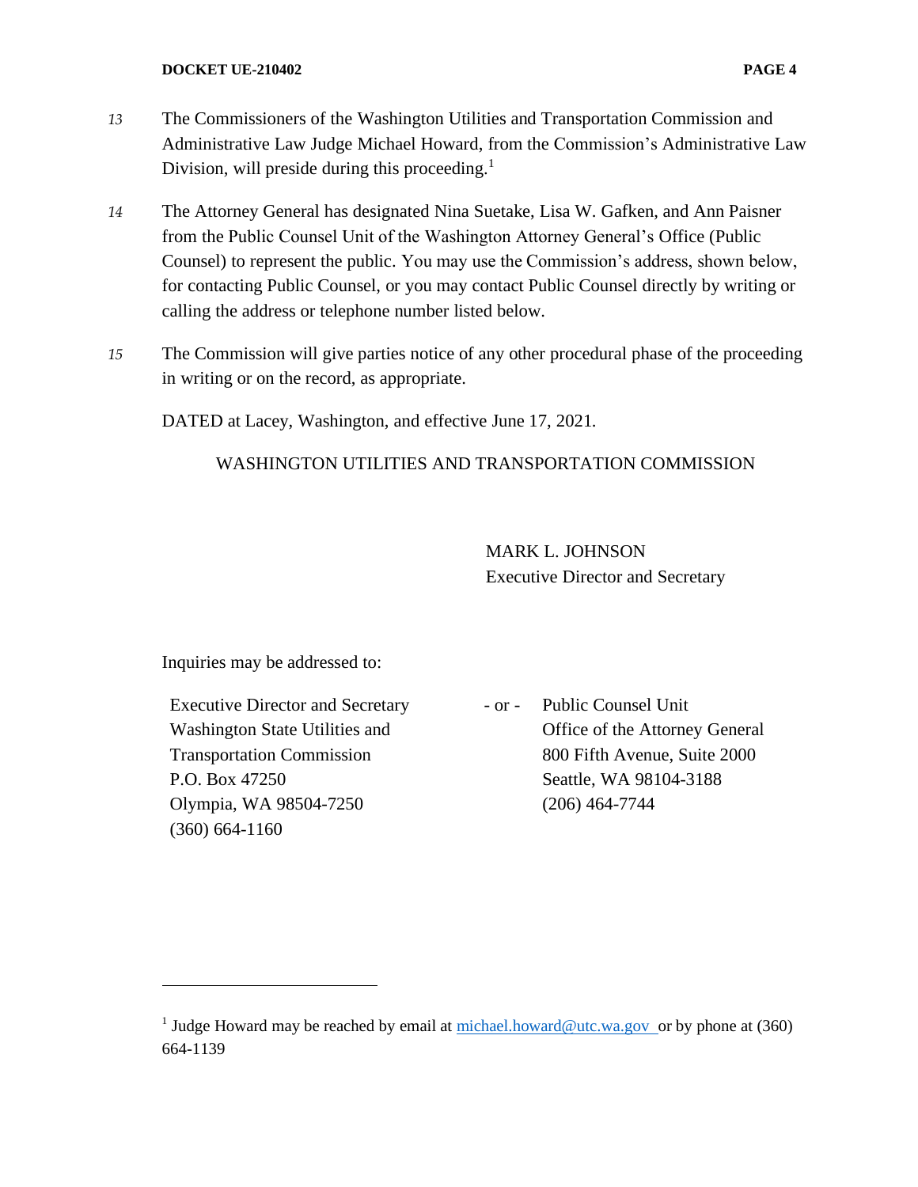13 The Commissioners of the Washington Utilities and Transportation Commission and Administrative Law Judge Michael Howard, from the Commission's Administrative Law Division, will preside during this proceeding.[1]

14 The Attorney General has designated Nina Suetake, Lisa W. Gafken, and Ann Paisner from the Public Counsel Unit of the Washington Attorney General's Office (Public Counsel) to represent the public. You may use the Commission's address, shown below, for contacting Public Counsel, or you may contact Public Counsel directly by writing or calling the address or telephone number listed below.

15 The Commission will give parties notice of any other procedural phase of the proceeding in writing or on the record, as appropriate.

DATED at Lacey, Washington, and effective June 17, 2021.

WASHINGTON UTILITIES AND TRANSPORTATION COMMISSION

MARK L. JOHNSON
Executive Director and Secretary

Inquiries may be addressed to:

Executive Director and Secretary
Washington State Utilities and
Transportation Commission
P.O. Box 47250
Olympia, WA 98504-7250
(360) 664-1160

\- or -

Public Counsel Unit
Office of the Attorney General
800 Fifth Avenue, Suite 2000
Seattle, WA 98104-3188
(206) 464-7744

---

[1] Judge Howard may be reached by email at michael.howard@utc.wa.gov or by phone at (360) 664-1139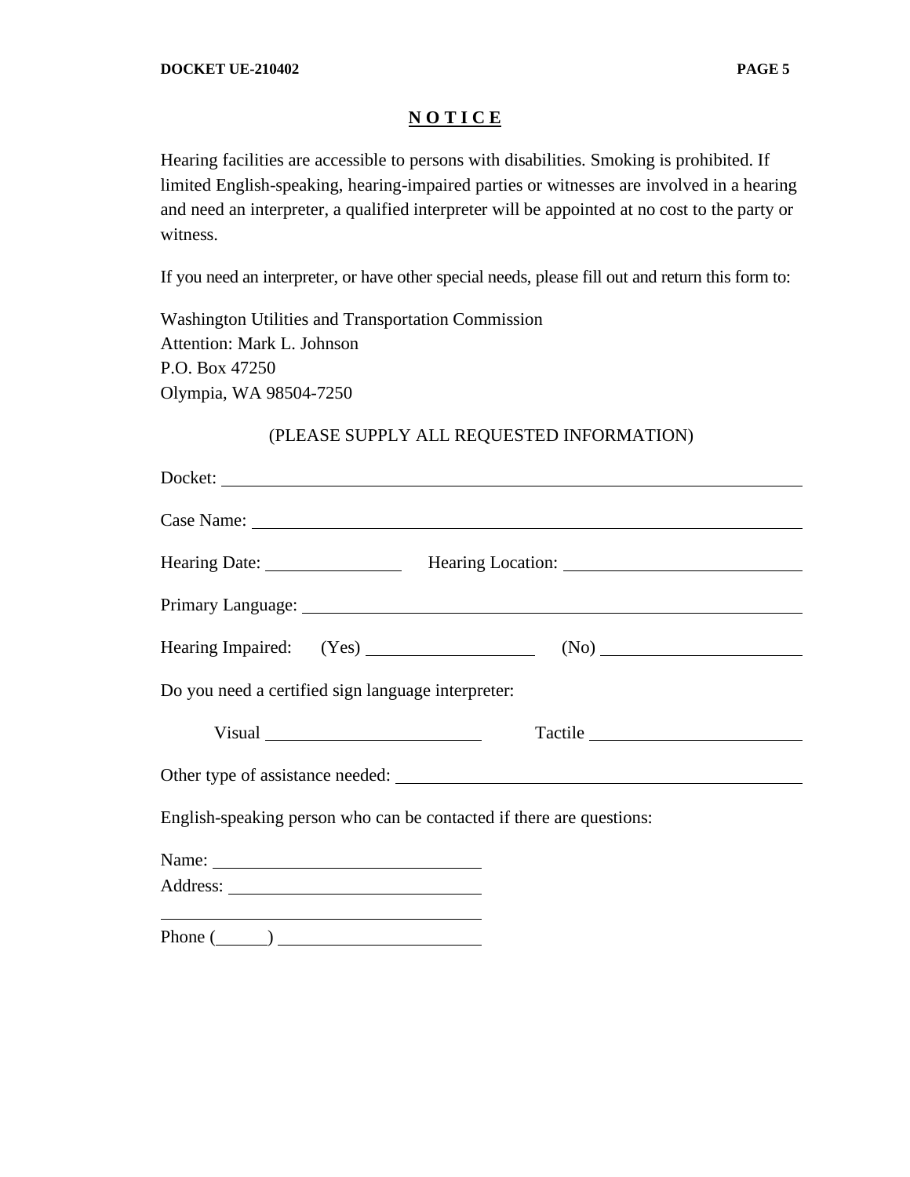## **N O T I C E**

Hearing facilities are accessible to persons with disabilities. Smoking is prohibited. If limited English-speaking, hearing-impaired parties or witnesses are involved in a hearing and need an interpreter, a qualified interpreter will be appointed at no cost to the party or witness.

If you need an interpreter, or have other special needs, please fill out and return this form to:

Washington Utilities and Transportation Commission
Attention: Mark L. Johnson
P.O. Box 47250
Olympia, WA 98504-7250

(PLEASE SUPPLY ALL REQUESTED INFORMATION)

Docket: ______________________________________________

Case Name: ______________________________________________

Hearing Date: ____________ Hearing Location: ____________________

Primary Language: ______________________________________________

Hearing Impaired: (Yes) ______________ (No) ________________

Do you need a certified sign language interpreter:

Visual ____________________ Tactile ____________________

Other type of assistance needed: __________________________________

English-speaking person who can be contacted if there are questions:

Name: ________________________

Address: ________________________

______________________________

Phone (____) __________________